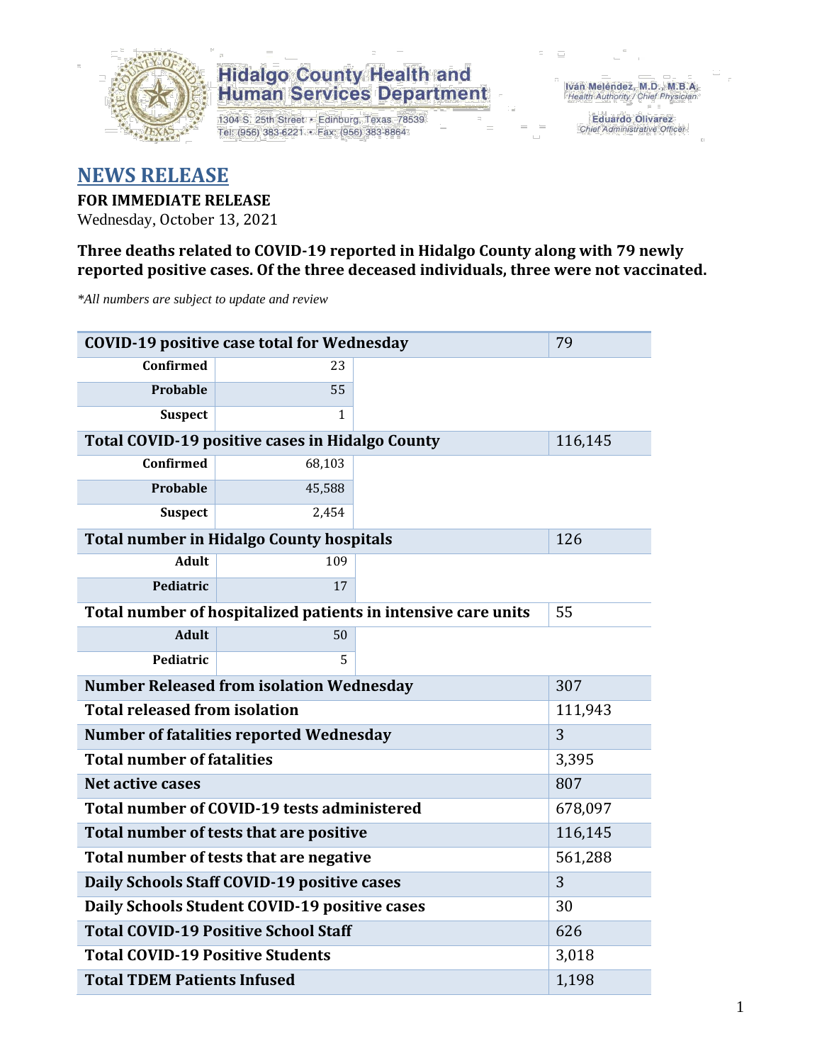Hidalgo County Health and Human Services Department

1304 S. 25th Street • Edinburg, Texas 78539
Tel: (956) 383-6221 • Fax: (956) 383-8864

Iván Meléndez, M.D., M.B.A.
Health Authority / Chief Physician

Eduardo Olivarez
Chief Administrative Officer

# NEWS RELEASE

**FOR IMMEDIATE RELEASE**
Wednesday, October 13, 2021

**Three deaths related to COVID-19 reported in Hidalgo County along with 79 newly reported positive cases. Of the three deceased individuals, three were not vaccinated.**

*\*All numbers are subject to update and review*

| **COVID-19 positive case total for Wednesday** | | 79 |
|---|---|---|
| **Confirmed** | 23 | |
| **Probable** | 55 | |
| **Suspect** | 1 | |
| **Total COVID-19 positive cases in Hidalgo County** | | 116,145 |
| **Confirmed** | 68,103 | |
| **Probable** | 45,588 | |
| **Suspect** | 2,454 | |
| **Total number in Hidalgo County hospitals** | | 126 |
| **Adult** | 109 | |
| **Pediatric** | 17 | |
| **Total number of hospitalized patients in intensive care units** | | 55 |
| **Adult** | 50 | |
| **Pediatric** | 5 | |
| **Number Released from isolation Wednesday** | | 307 |
| **Total released from isolation** | | 111,943 |
| **Number of fatalities reported Wednesday** | | 3 |
| **Total number of fatalities** | | 3,395 |
| **Net active cases** | | 807 |
| **Total number of COVID-19 tests administered** | | 678,097 |
| **Total number of tests that are positive** | | 116,145 |
| **Total number of tests that are negative** | | 561,288 |
| **Daily Schools Staff COVID-19 positive cases** | | 3 |
| **Daily Schools Student COVID-19 positive cases** | | 30 |
| **Total COVID-19 Positive School Staff** | | 626 |
| **Total COVID-19 Positive Students** | | 3,018 |
| **Total TDEM Patients Infused** | | 1,198 |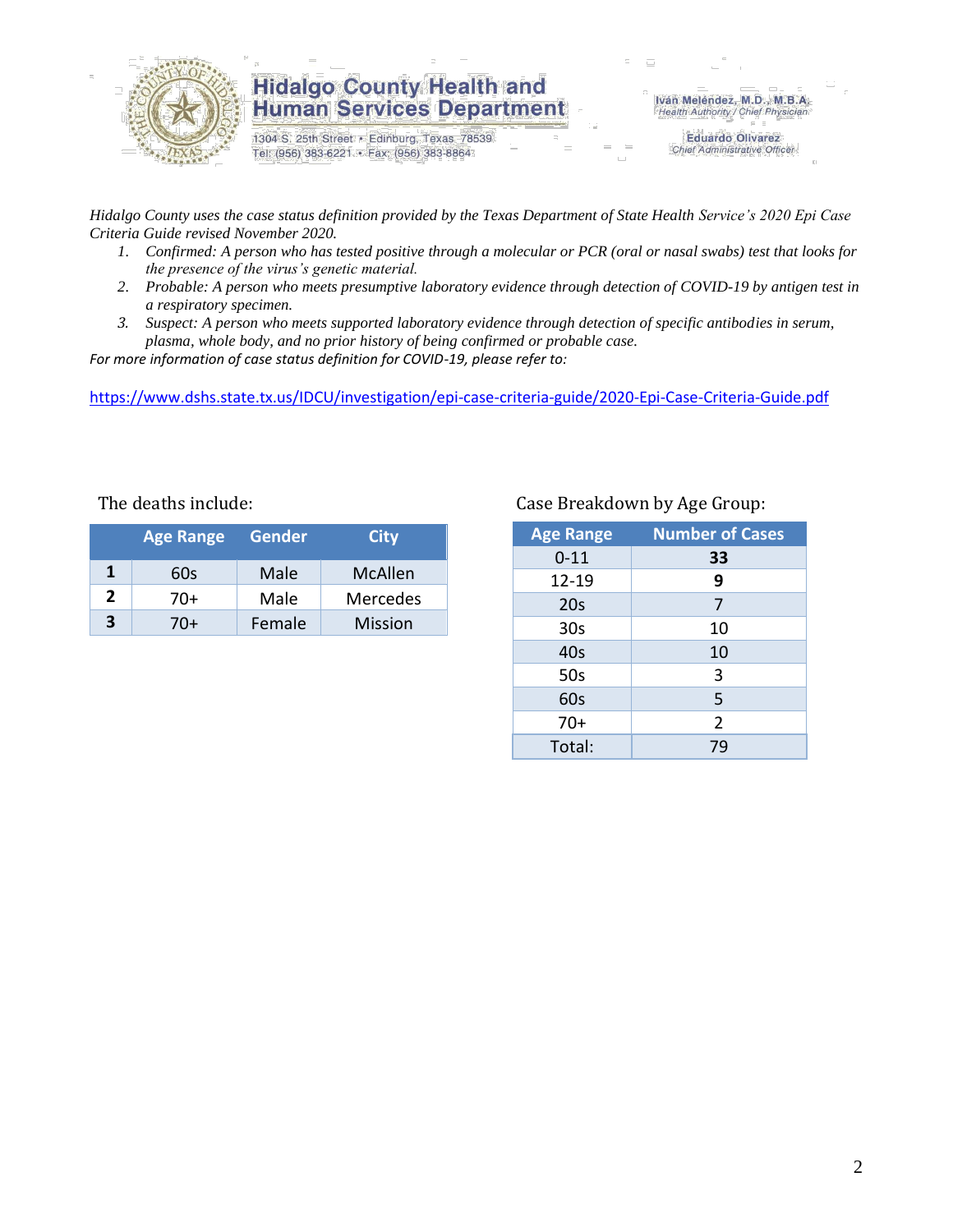# Hidalgo County Health and Human Services Department

1304 S. 25th Street • Edinburg, Texas 78539
Tel: (956) 383-6221 • Fax: (956) 383-8864

Iván Meléndez, M.D., M.B.A.
*Health Authority / Chief Physician*

Eduardo Olivarez
*Chief Administrative Officer*

*Hidalgo County uses the case status definition provided by the Texas Department of State Health Service's 2020 Epi Case Criteria Guide revised November 2020.*

1. *Confirmed: A person who has tested positive through a molecular or PCR (oral or nasal swabs) test that looks for the presence of the virus's genetic material.*
2. *Probable: A person who meets presumptive laboratory evidence through detection of COVID-19 by antigen test in a respiratory specimen.*
3. *Suspect: A person who meets supported laboratory evidence through detection of specific antibodies in serum, plasma, whole body, and no prior history of being confirmed or probable case.*

*For more information of case status definition for COVID-19, please refer to:*

https://www.dshs.state.tx.us/IDCU/investigation/epi-case-criteria-guide/2020-Epi-Case-Criteria-Guide.pdf

The deaths include:

| | Age Range | Gender | City |
|---|---|---|---|
| **1** | 60s | Male | McAllen |
| **2** | 70+ | Male | Mercedes |
| **3** | 70+ | Female | Mission |

Case Breakdown by Age Group:

| Age Range | Number of Cases |
|---|---|
| 0-11 | **33** |
| 12-19 | **9** |
| 20s | 7 |
| 30s | 10 |
| 40s | 10 |
| 50s | 3 |
| 60s | 5 |
| 70+ | 2 |
| Total: | 79 |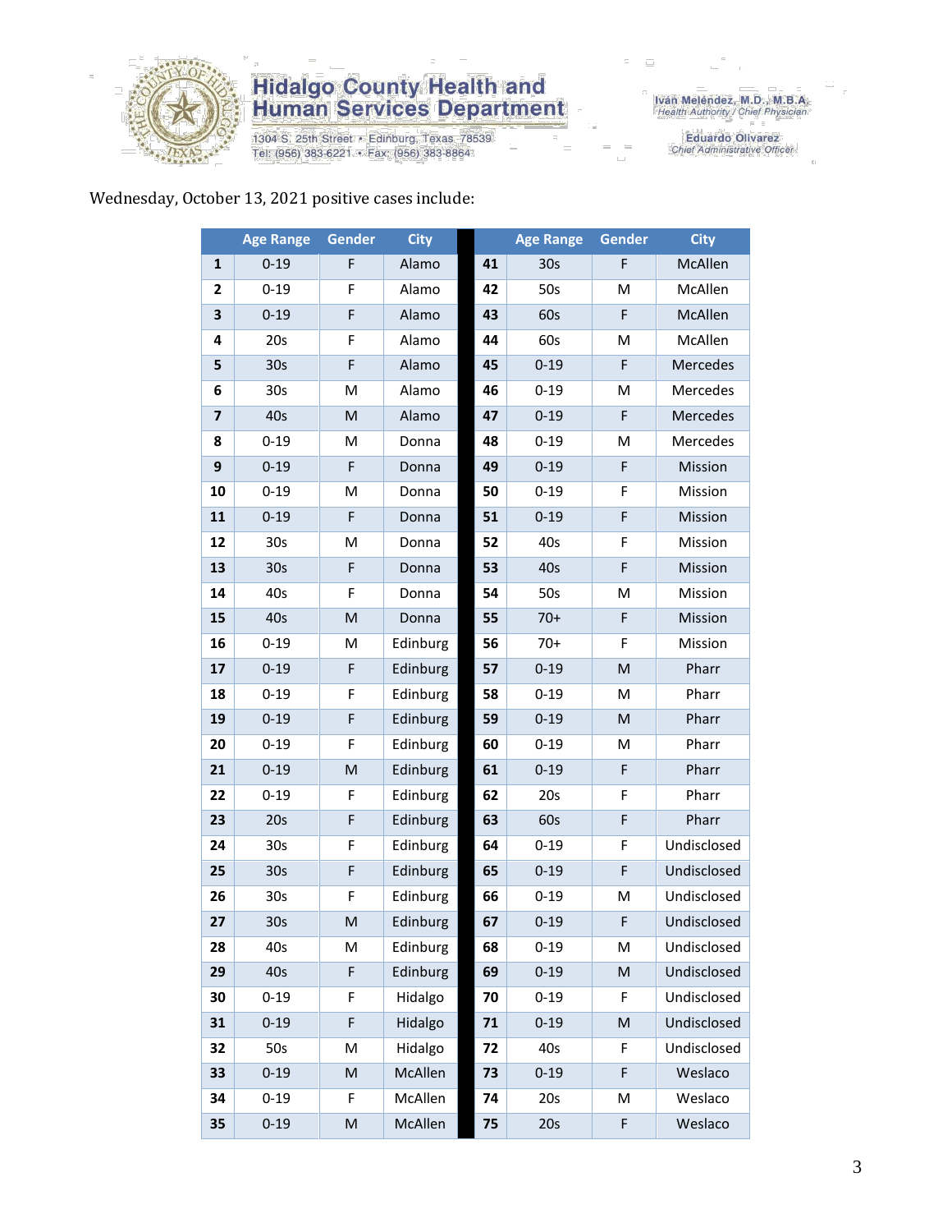Hidalgo County Health and Human Services Department

1304 S. 25th Street • Edinburg, Texas 78539
Tel: (956) 383-6221 • Fax: (956) 383-8864

Iván Meléndez, M.D., M.B.A.
Health Authority / Chief Physician

Eduardo Olivarez
Chief Administrative Officer

Wednesday, October 13, 2021 positive cases include:

| | Age Range | Gender | City | | Age Range | Gender | City |
|---|---|---|---|---|---|---|---|
| 1 | 0-19 | F | Alamo | 41 | 30s | F | McAllen |
| 2 | 0-19 | F | Alamo | 42 | 50s | M | McAllen |
| 3 | 0-19 | F | Alamo | 43 | 60s | F | McAllen |
| 4 | 20s | F | Alamo | 44 | 60s | M | McAllen |
| 5 | 30s | F | Alamo | 45 | 0-19 | F | Mercedes |
| 6 | 30s | M | Alamo | 46 | 0-19 | M | Mercedes |
| 7 | 40s | M | Alamo | 47 | 0-19 | F | Mercedes |
| 8 | 0-19 | M | Donna | 48 | 0-19 | M | Mercedes |
| 9 | 0-19 | F | Donna | 49 | 0-19 | F | Mission |
| 10 | 0-19 | M | Donna | 50 | 0-19 | F | Mission |
| 11 | 0-19 | F | Donna | 51 | 0-19 | F | Mission |
| 12 | 30s | M | Donna | 52 | 40s | F | Mission |
| 13 | 30s | F | Donna | 53 | 40s | F | Mission |
| 14 | 40s | F | Donna | 54 | 50s | M | Mission |
| 15 | 40s | M | Donna | 55 | 70+ | F | Mission |
| 16 | 0-19 | M | Edinburg | 56 | 70+ | F | Mission |
| 17 | 0-19 | F | Edinburg | 57 | 0-19 | M | Pharr |
| 18 | 0-19 | F | Edinburg | 58 | 0-19 | M | Pharr |
| 19 | 0-19 | F | Edinburg | 59 | 0-19 | M | Pharr |
| 20 | 0-19 | F | Edinburg | 60 | 0-19 | M | Pharr |
| 21 | 0-19 | M | Edinburg | 61 | 0-19 | F | Pharr |
| 22 | 0-19 | F | Edinburg | 62 | 20s | F | Pharr |
| 23 | 20s | F | Edinburg | 63 | 60s | F | Pharr |
| 24 | 30s | F | Edinburg | 64 | 0-19 | F | Undisclosed |
| 25 | 30s | F | Edinburg | 65 | 0-19 | F | Undisclosed |
| 26 | 30s | F | Edinburg | 66 | 0-19 | M | Undisclosed |
| 27 | 30s | M | Edinburg | 67 | 0-19 | F | Undisclosed |
| 28 | 40s | M | Edinburg | 68 | 0-19 | M | Undisclosed |
| 29 | 40s | F | Edinburg | 69 | 0-19 | M | Undisclosed |
| 30 | 0-19 | F | Hidalgo | 70 | 0-19 | F | Undisclosed |
| 31 | 0-19 | F | Hidalgo | 71 | 0-19 | M | Undisclosed |
| 32 | 50s | M | Hidalgo | 72 | 40s | F | Undisclosed |
| 33 | 0-19 | M | McAllen | 73 | 0-19 | F | Weslaco |
| 34 | 0-19 | F | McAllen | 74 | 20s | M | Weslaco |
| 35 | 0-19 | M | McAllen | 75 | 20s | F | Weslaco |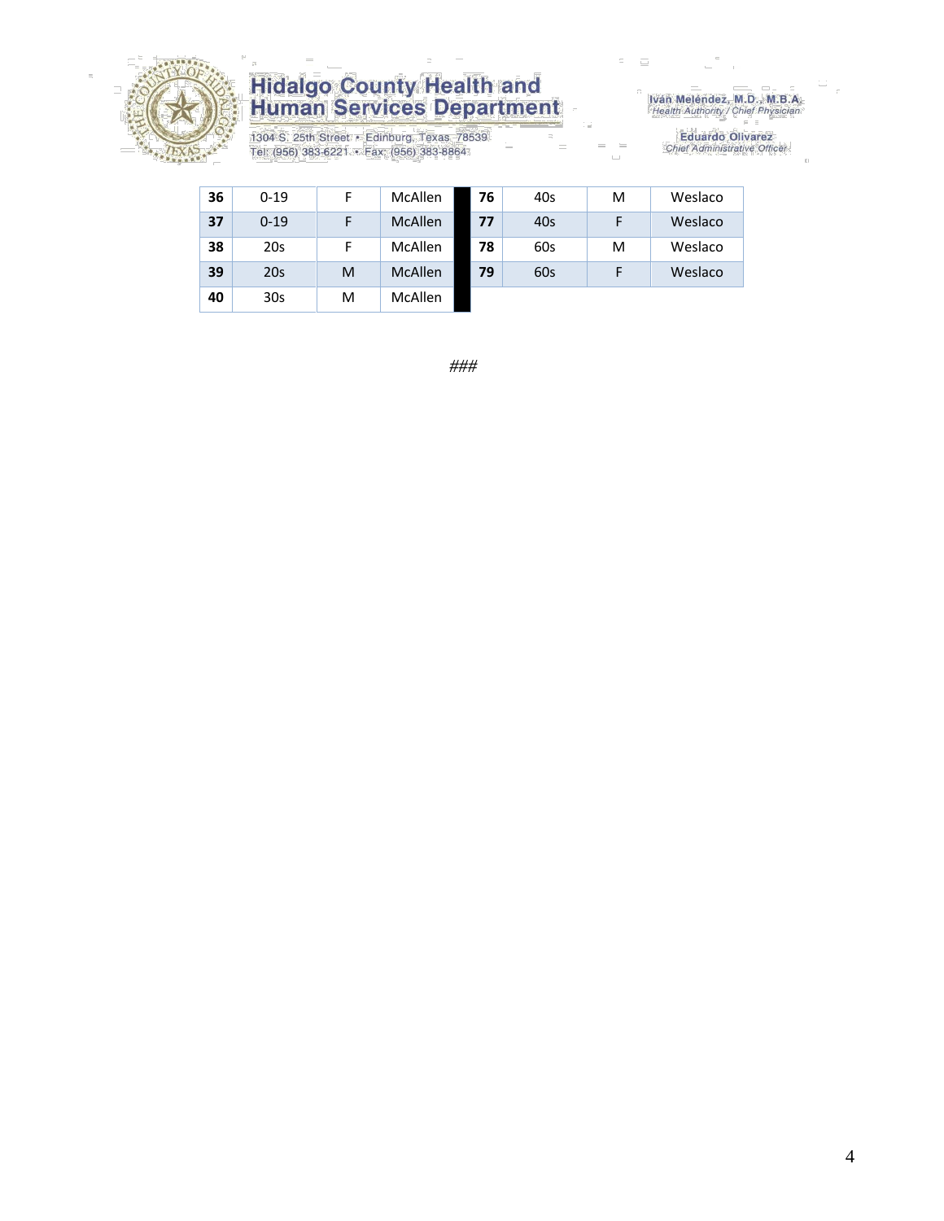| | | | |
|---|---|---|---|
| **36** | 0-19 | F | McAllen |
| **37** | 0-19 | F | McAllen |
| **38** | 20s | F | McAllen |
| **39** | 20s | M | McAllen |
| **40** | 30s | M | McAllen |
| **76** | 40s | M | Weslaco |
| **77** | 40s | F | Weslaco |
| **78** | 60s | M | Weslaco |
| **79** | 60s | F | Weslaco |

*###*